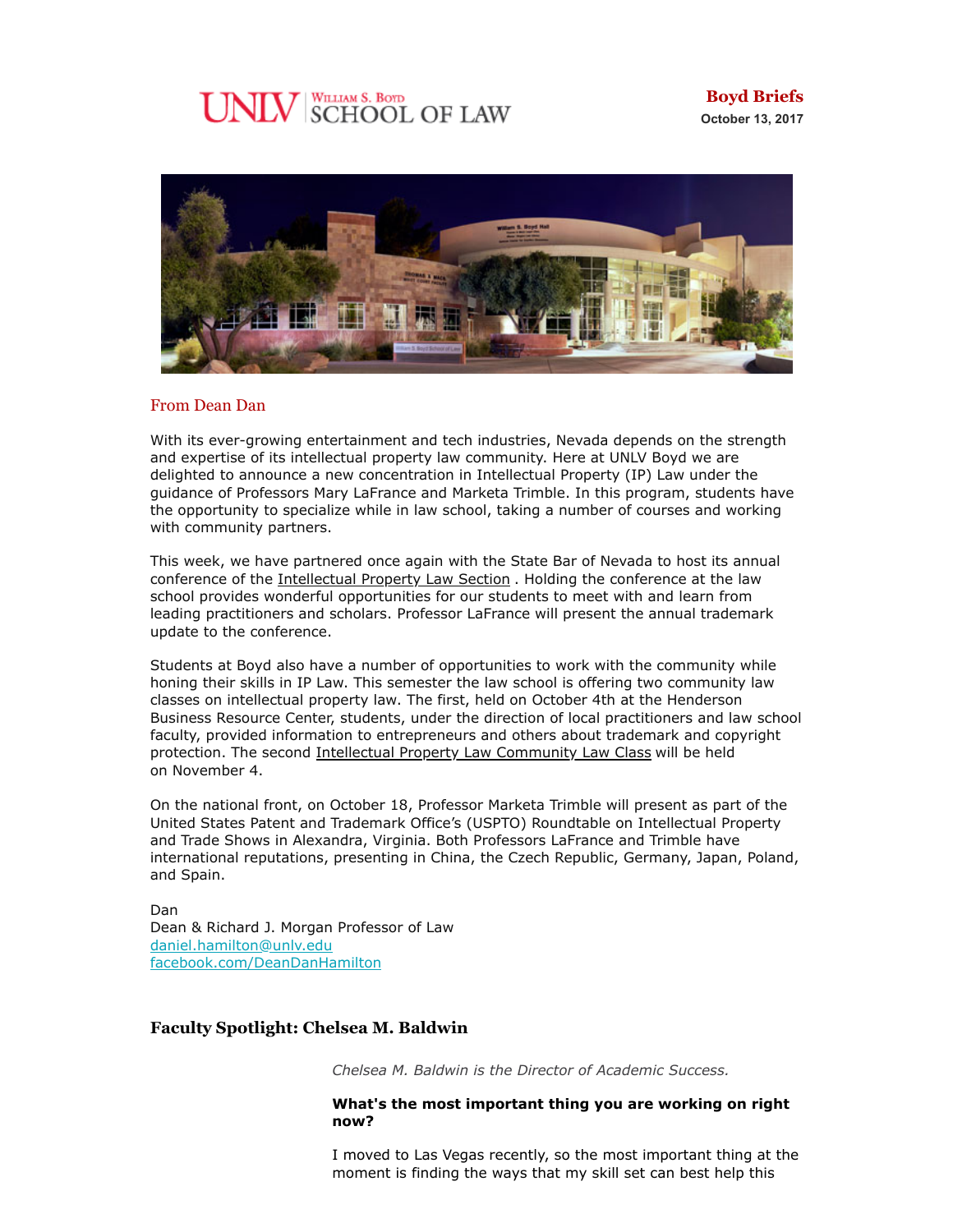UNLV William S. Boyd SCHOOL OF LAW

**Boyd Briefs**
October 13, 2017

## From Dean Dan

With its ever-growing entertainment and tech industries, Nevada depends on the strength and expertise of its intellectual property law community. Here at UNLV Boyd we are delighted to announce a new concentration in Intellectual Property (IP) Law under the guidance of Professors Mary LaFrance and Marketa Trimble. In this program, students have the opportunity to specialize while in law school, taking a number of courses and working with community partners.

This week, we have partnered once again with the State Bar of Nevada to host its annual conference of the Intellectual Property Law Section . Holding the conference at the law school provides wonderful opportunities for our students to meet with and learn from leading practitioners and scholars. Professor LaFrance will present the annual trademark update to the conference.

Students at Boyd also have a number of opportunities to work with the community while honing their skills in IP Law. This semester the law school is offering two community law classes on intellectual property law. The first, held on October 4th at the Henderson Business Resource Center, students, under the direction of local practitioners and law school faculty, provided information to entrepreneurs and others about trademark and copyright protection. The second Intellectual Property Law Community Law Class will be held on November 4.

On the national front, on October 18, Professor Marketa Trimble will present as part of the United States Patent and Trademark Office's (USPTO) Roundtable on Intellectual Property and Trade Shows in Alexandra, Virginia. Both Professors LaFrance and Trimble have international reputations, presenting in China, the Czech Republic, Germany, Japan, Poland, and Spain.

Dan
Dean & Richard J. Morgan Professor of Law
daniel.hamilton@unlv.edu
facebook.com/DeanDanHamilton

## Faculty Spotlight: Chelsea M. Baldwin

*Chelsea M. Baldwin is the Director of Academic Success.*

**What's the most important thing you are working on right now?**

I moved to Las Vegas recently, so the most important thing at the moment is finding the ways that my skill set can best help this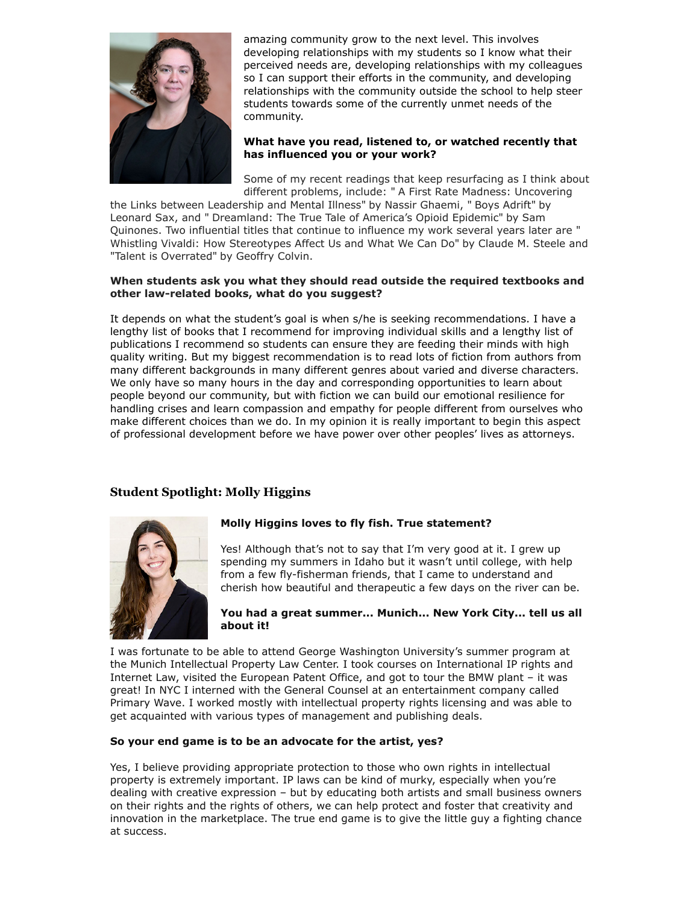amazing community grow to the next level. This involves developing relationships with my students so I know what their perceived needs are, developing relationships with my colleagues so I can support their efforts in the community, and developing relationships with the community outside the school to help steer students towards some of the currently unmet needs of the community.

**What have you read, listened to, or watched recently that has influenced you or your work?**

Some of my recent readings that keep resurfacing as I think about different problems, include: " A First Rate Madness: Uncovering the Links between Leadership and Mental Illness" by Nassir Ghaemi, " Boys Adrift" by Leonard Sax, and " Dreamland: The True Tale of America's Opioid Epidemic" by Sam Quinones. Two influential titles that continue to influence my work several years later are " Whistling Vivaldi: How Stereotypes Affect Us and What We Can Do" by Claude M. Steele and "Talent is Overrated" by Geoffry Colvin.

**When students ask you what they should read outside the required textbooks and other law-related books, what do you suggest?**

It depends on what the student's goal is when s/he is seeking recommendations. I have a lengthy list of books that I recommend for improving individual skills and a lengthy list of publications I recommend so students can ensure they are feeding their minds with high quality writing. But my biggest recommendation is to read lots of fiction from authors from many different backgrounds in many different genres about varied and diverse characters. We only have so many hours in the day and corresponding opportunities to learn about people beyond our community, but with fiction we can build our emotional resilience for handling crises and learn compassion and empathy for people different from ourselves who make different choices than we do. In my opinion it is really important to begin this aspect of professional development before we have power over other peoples' lives as attorneys.

## Student Spotlight: Molly Higgins

**Molly Higgins loves to fly fish. True statement?**

Yes! Although that's not to say that I'm very good at it. I grew up spending my summers in Idaho but it wasn't until college, with help from a few fly-fisherman friends, that I came to understand and cherish how beautiful and therapeutic a few days on the river can be.

**You had a great summer... Munich... New York City... tell us all about it!**

I was fortunate to be able to attend George Washington University's summer program at the Munich Intellectual Property Law Center. I took courses on International IP rights and Internet Law, visited the European Patent Office, and got to tour the BMW plant – it was great! In NYC I interned with the General Counsel at an entertainment company called Primary Wave. I worked mostly with intellectual property rights licensing and was able to get acquainted with various types of management and publishing deals.

**So your end game is to be an advocate for the artist, yes?**

Yes, I believe providing appropriate protection to those who own rights in intellectual property is extremely important. IP laws can be kind of murky, especially when you're dealing with creative expression – but by educating both artists and small business owners on their rights and the rights of others, we can help protect and foster that creativity and innovation in the marketplace. The true end game is to give the little guy a fighting chance at success.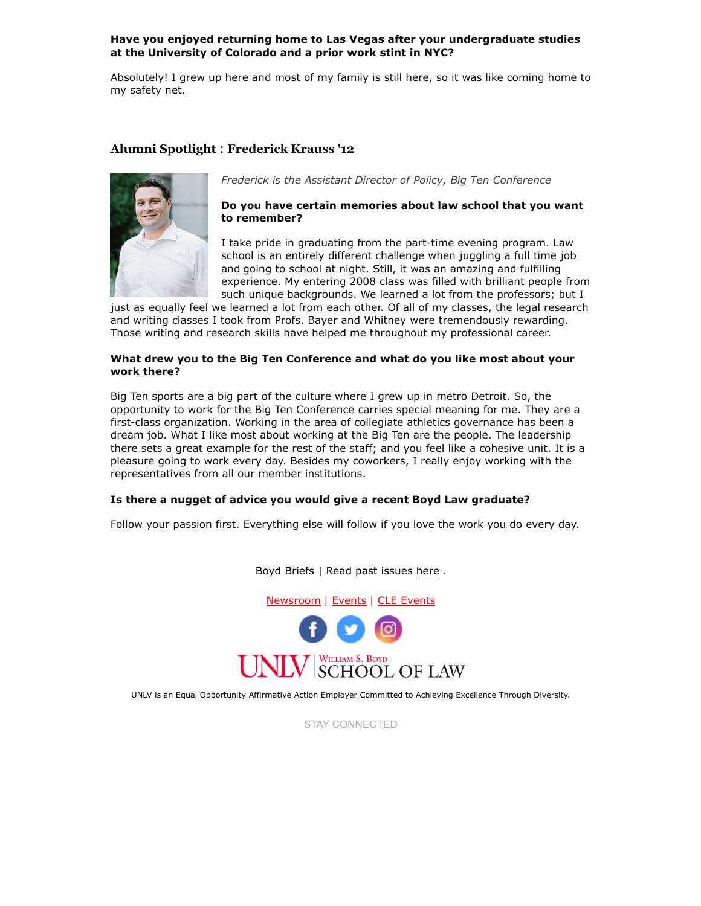**Have you enjoyed returning home to Las Vegas after your undergraduate studies at the University of Colorado and a prior work stint in NYC?**

Absolutely! I grew up here and most of my family is still here, so it was like coming home to my safety net.

## Alumni Spotlight : Frederick Krauss '12

*Frederick is the Assistant Director of Policy, Big Ten Conference*

**Do you have certain memories about law school that you want to remember?**

I take pride in graduating from the part-time evening program. Law school is an entirely different challenge when juggling a full time job and going to school at night. Still, it was an amazing and fulfilling experience. My entering 2008 class was filled with brilliant people from such unique backgrounds. We learned a lot from the professors; but I just as equally feel we learned a lot from each other. Of all of my classes, the legal research and writing classes I took from Profs. Bayer and Whitney were tremendously rewarding. Those writing and research skills have helped me throughout my professional career.

**What drew you to the Big Ten Conference and what do you like most about your work there?**

Big Ten sports are a big part of the culture where I grew up in metro Detroit. So, the opportunity to work for the Big Ten Conference carries special meaning for me. They are a first-class organization. Working in the area of collegiate athletics governance has been a dream job. What I like most about working at the Big Ten are the people. The leadership there sets a great example for the rest of the staff; and you feel like a cohesive unit. It is a pleasure going to work every day. Besides my coworkers, I really enjoy working with the representatives from all our member institutions.

**Is there a nugget of advice you would give a recent Boyd Law graduate?**

Follow your passion first. Everything else will follow if you love the work you do every day.

Boyd Briefs | Read past issues here .

Newsroom | Events | CLE Events

UNLV William S. Boyd School of Law

UNLV is an Equal Opportunity Affirmative Action Employer Committed to Achieving Excellence Through Diversity.

STAY CONNECTED